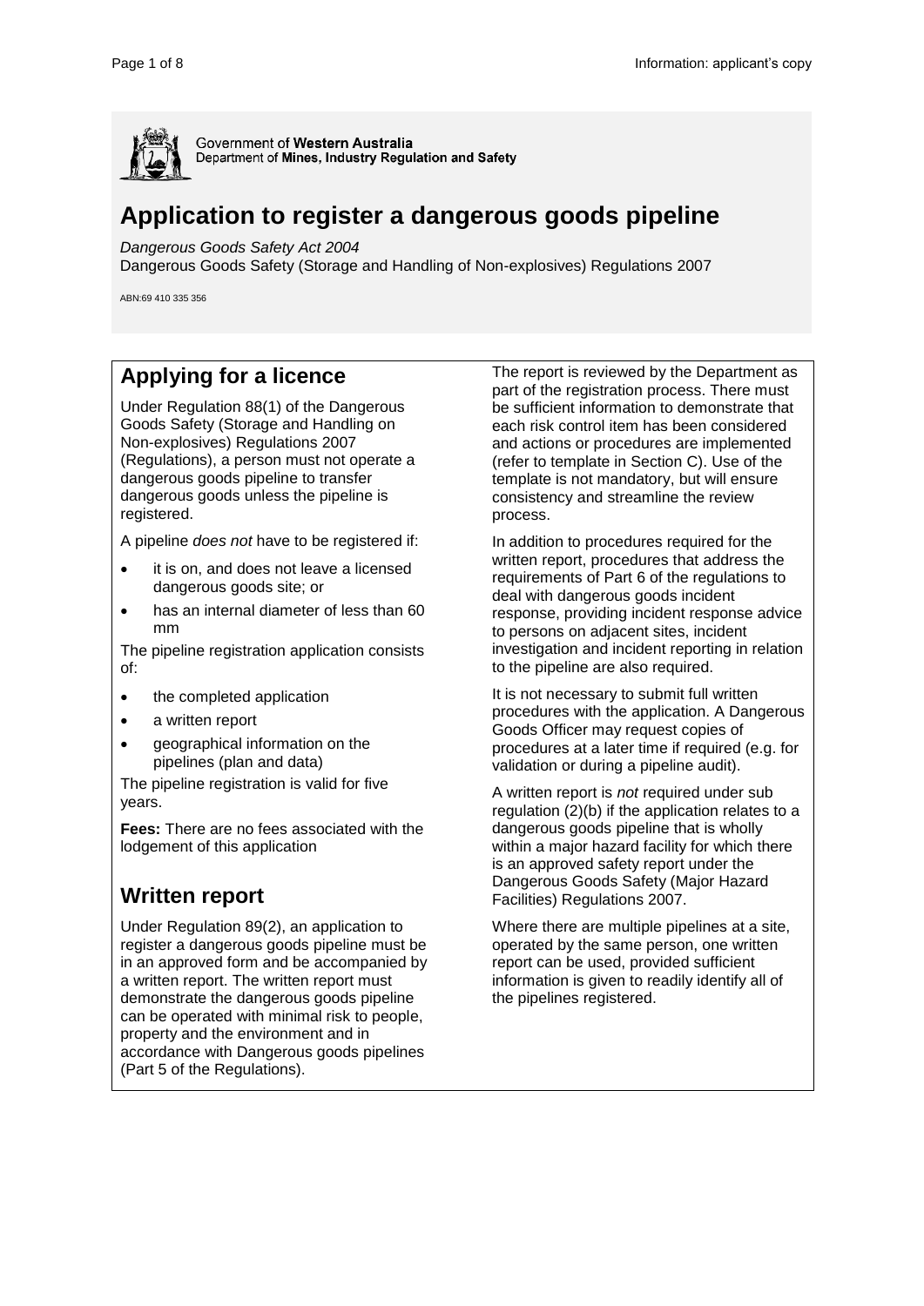Government of **Western Australia**
Department of **Mines, Industry Regulation and Safety**

# Application to register a dangerous goods pipeline

*Dangerous Goods Safety Act 2004*

Dangerous Goods Safety (Storage and Handling of Non-explosives) Regulations 2007

ABN:69 410 335 356

## Applying for a licence

Under Regulation 88(1) of the Dangerous Goods Safety (Storage and Handling on Non-explosives) Regulations 2007 (Regulations), a person must not operate a dangerous goods pipeline to transfer dangerous goods unless the pipeline is registered.

A pipeline *does not* have to be registered if:

- it is on, and does not leave a licensed dangerous goods site; or
- has an internal diameter of less than 60 mm

The pipeline registration application consists of:

- the completed application
- a written report
- geographical information on the pipelines (plan and data)

The pipeline registration is valid for five years.

**Fees:** There are no fees associated with the lodgement of this application

## Written report

Under Regulation 89(2), an application to register a dangerous goods pipeline must be in an approved form and be accompanied by a written report. The written report must demonstrate the dangerous goods pipeline can be operated with minimal risk to people, property and the environment and in accordance with Dangerous goods pipelines (Part 5 of the Regulations).

The report is reviewed by the Department as part of the registration process. There must be sufficient information to demonstrate that each risk control item has been considered and actions or procedures are implemented (refer to template in Section C). Use of the template is not mandatory, but will ensure consistency and streamline the review process.

In addition to procedures required for the written report, procedures that address the requirements of Part 6 of the regulations to deal with dangerous goods incident response, providing incident response advice to persons on adjacent sites, incident investigation and incident reporting in relation to the pipeline are also required.

It is not necessary to submit full written procedures with the application. A Dangerous Goods Officer may request copies of procedures at a later time if required (e.g. for validation or during a pipeline audit).

A written report is *not* required under sub regulation (2)(b) if the application relates to a dangerous goods pipeline that is wholly within a major hazard facility for which there is an approved safety report under the Dangerous Goods Safety (Major Hazard Facilities) Regulations 2007.

Where there are multiple pipelines at a site, operated by the same person, one written report can be used, provided sufficient information is given to readily identify all of the pipelines registered.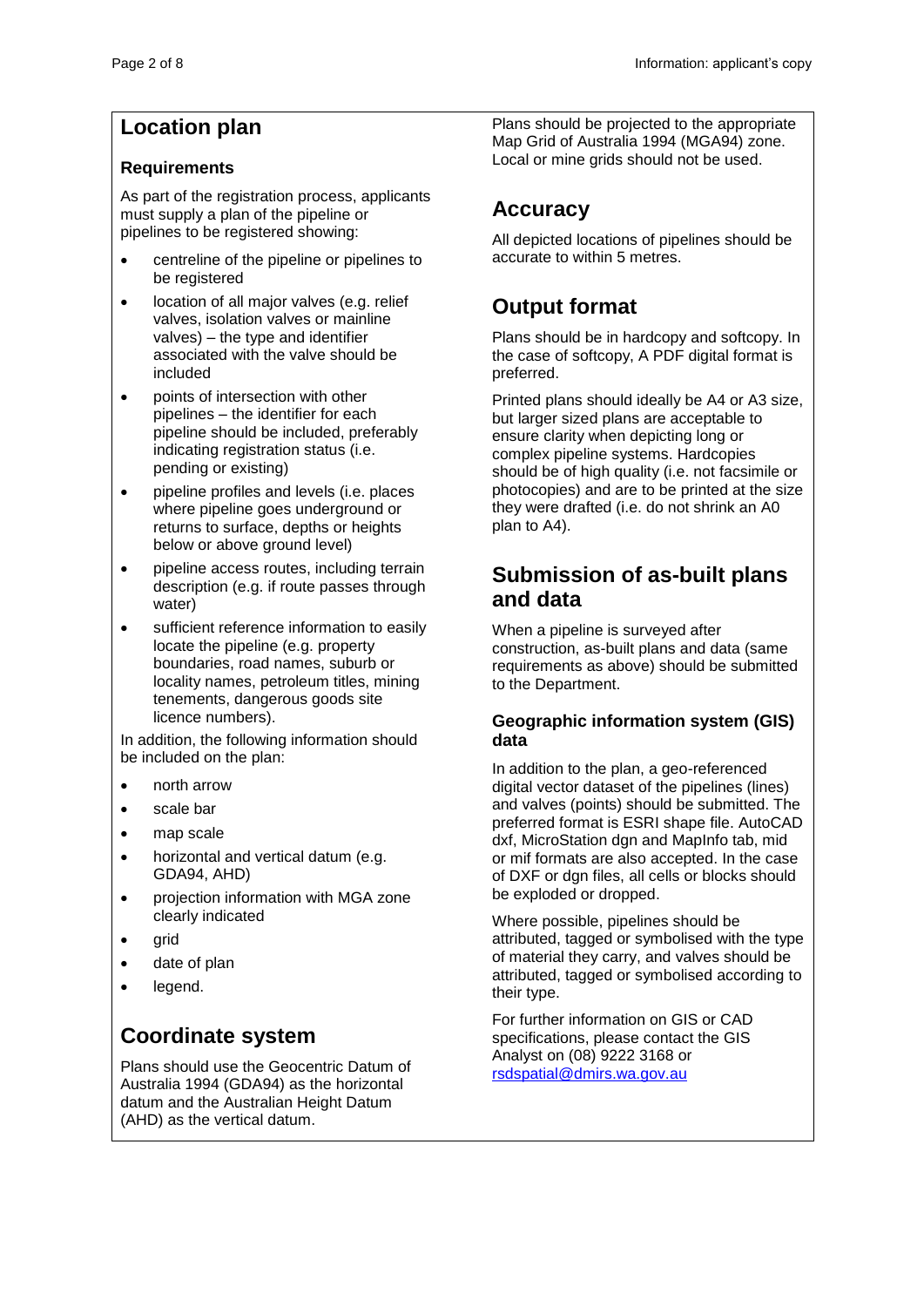## Location plan

### Requirements

As part of the registration process, applicants must supply a plan of the pipeline or pipelines to be registered showing:

- centreline of the pipeline or pipelines to be registered
- location of all major valves (e.g. relief valves, isolation valves or mainline valves) – the type and identifier associated with the valve should be included
- points of intersection with other pipelines – the identifier for each pipeline should be included, preferably indicating registration status (i.e. pending or existing)
- pipeline profiles and levels (i.e. places where pipeline goes underground or returns to surface, depths or heights below or above ground level)
- pipeline access routes, including terrain description (e.g. if route passes through water)
- sufficient reference information to easily locate the pipeline (e.g. property boundaries, road names, suburb or locality names, petroleum titles, mining tenements, dangerous goods site licence numbers).

In addition, the following information should be included on the plan:

- north arrow
- scale bar
- map scale
- horizontal and vertical datum (e.g. GDA94, AHD)
- projection information with MGA zone clearly indicated
- grid
- date of plan
- legend.

## Coordinate system

Plans should use the Geocentric Datum of Australia 1994 (GDA94) as the horizontal datum and the Australian Height Datum (AHD) as the vertical datum.

Plans should be projected to the appropriate Map Grid of Australia 1994 (MGA94) zone. Local or mine grids should not be used.

## Accuracy

All depicted locations of pipelines should be accurate to within 5 metres.

## Output format

Plans should be in hardcopy and softcopy. In the case of softcopy, A PDF digital format is preferred.

Printed plans should ideally be A4 or A3 size, but larger sized plans are acceptable to ensure clarity when depicting long or complex pipeline systems. Hardcopies should be of high quality (i.e. not facsimile or photocopies) and are to be printed at the size they were drafted (i.e. do not shrink an A0 plan to A4).

## Submission of as-built plans and data

When a pipeline is surveyed after construction, as-built plans and data (same requirements as above) should be submitted to the Department.

### Geographic information system (GIS) data

In addition to the plan, a geo-referenced digital vector dataset of the pipelines (lines) and valves (points) should be submitted. The preferred format is ESRI shape file. AutoCAD dxf, MicroStation dgn and MapInfo tab, mid or mif formats are also accepted. In the case of DXF or dgn files, all cells or blocks should be exploded or dropped.

Where possible, pipelines should be attributed, tagged or symbolised with the type of material they carry, and valves should be attributed, tagged or symbolised according to their type.

For further information on GIS or CAD specifications, please contact the GIS Analyst on (08) 9222 3168 or rsdspatial@dmirs.wa.gov.au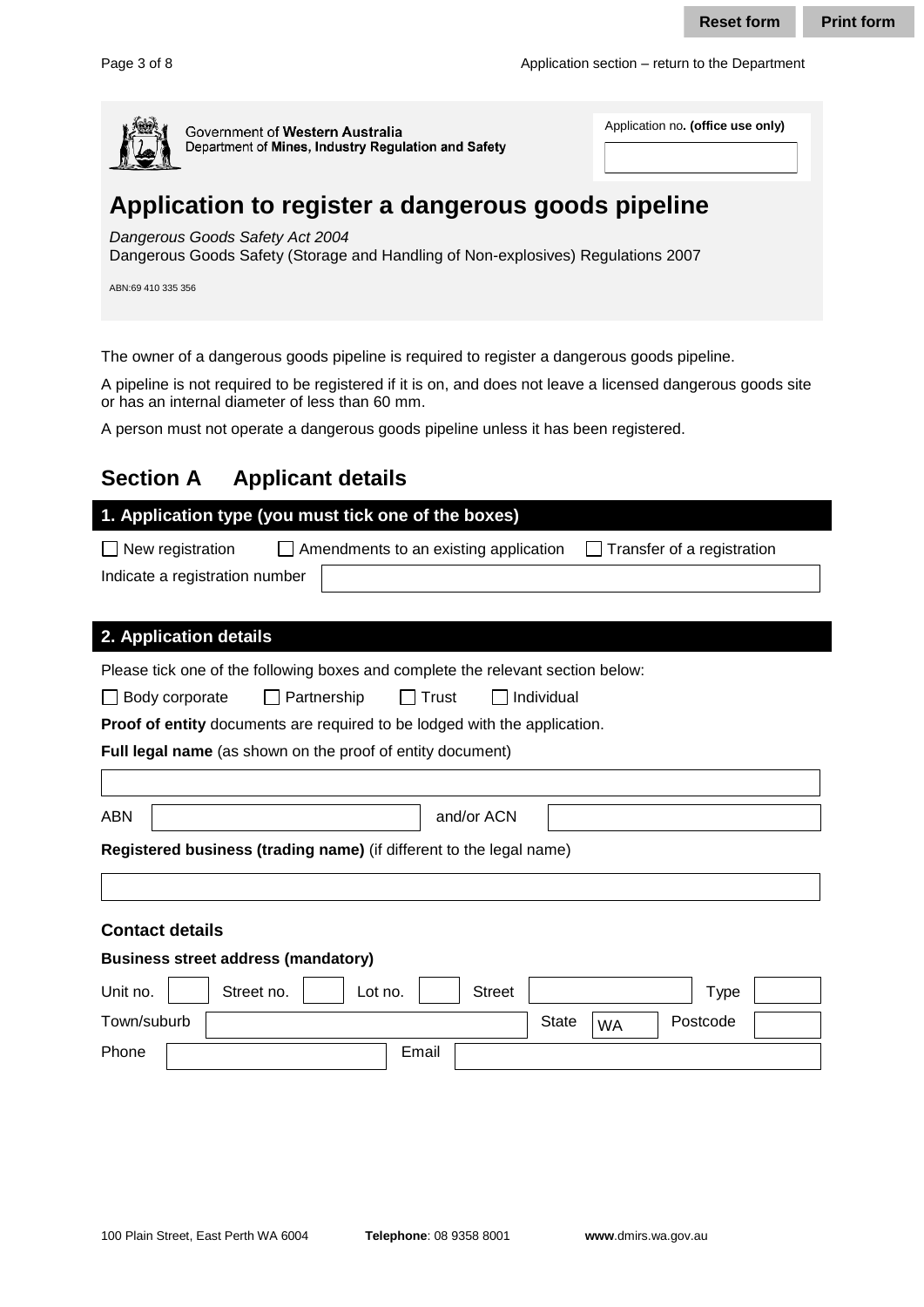Government of Western Australia
Department of Mines, Industry Regulation and Safety

Application no. **(office use only)**

# Application to register a dangerous goods pipeline

*Dangerous Goods Safety Act 2004*
Dangerous Goods Safety (Storage and Handling of Non-explosives) Regulations 2007

ABN:69 410 335 356

The owner of a dangerous goods pipeline is required to register a dangerous goods pipeline.

A pipeline is not required to be registered if it is on, and does not leave a licensed dangerous goods site or has an internal diameter of less than 60 mm.

A person must not operate a dangerous goods pipeline unless it has been registered.

## Section A Applicant details

### 1. Application type (you must tick one of the boxes)

☐ New registration ☐ Amendments to an existing application ☐ Transfer of a registration

Indicate a registration number

### 2. Application details

Please tick one of the following boxes and complete the relevant section below:

☐ Body corporate ☐ Partnership ☐ Trust ☐ Individual

**Proof of entity** documents are required to be lodged with the application.

**Full legal name** (as shown on the proof of entity document)

ABN and/or ACN

**Registered business (trading name)** (if different to the legal name)

**Contact details**

**Business street address (mandatory)**

Unit no. Street no. Lot no. Street Type

Town/suburb State WA Postcode

Phone Email

100 Plain Street, East Perth WA 6004 **Telephone**: 08 9358 8001 **www**.dmirs.wa.gov.au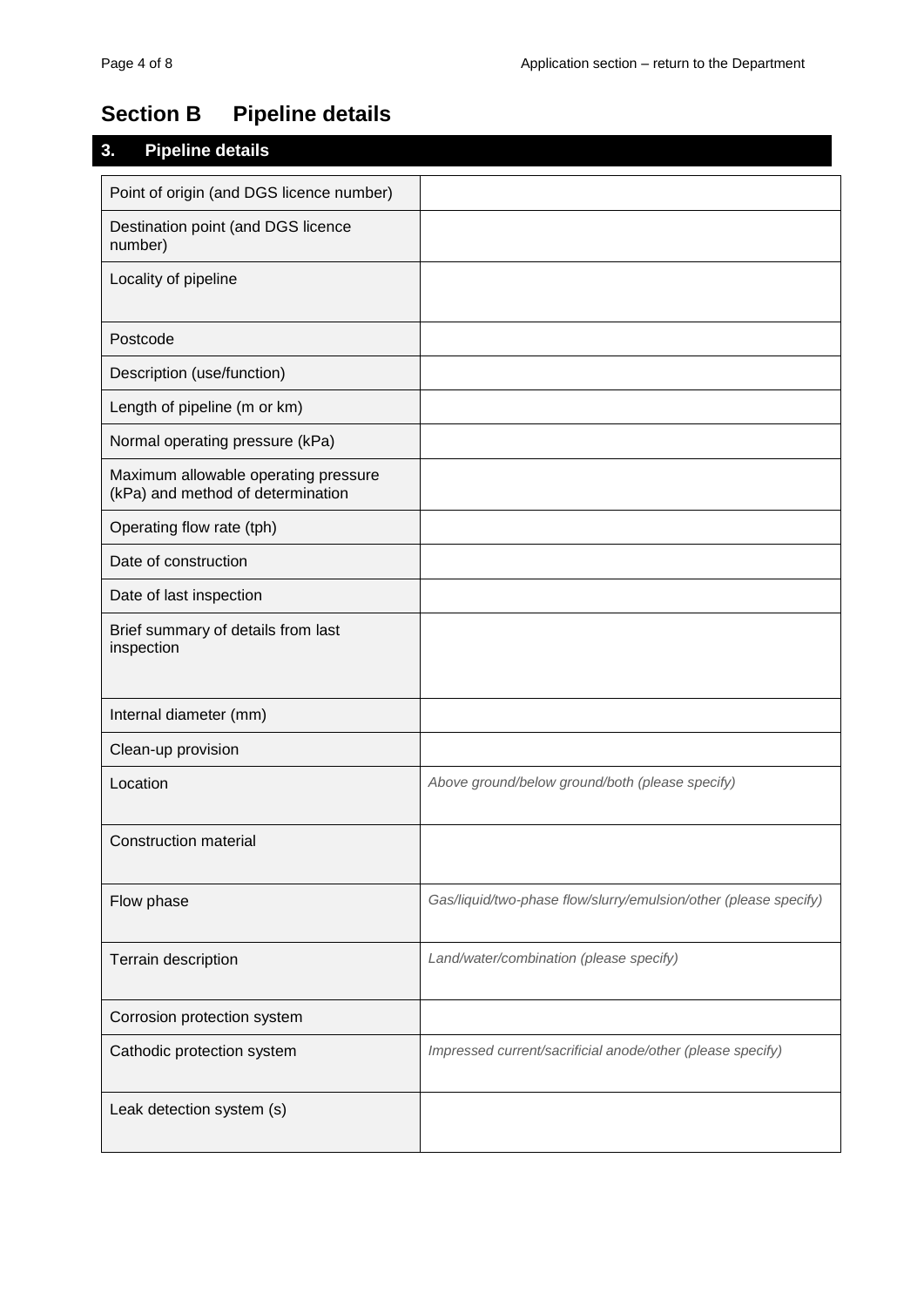# Section B Pipeline details

## 3. Pipeline details

| | |
|---|---|
| Point of origin (and DGS licence number) | |
| Destination point (and DGS licence number) | |
| Locality of pipeline | |
| Postcode | |
| Description (use/function) | |
| Length of pipeline (m or km) | |
| Normal operating pressure (kPa) | |
| Maximum allowable operating pressure (kPa) and method of determination | |
| Operating flow rate (tph) | |
| Date of construction | |
| Date of last inspection | |
| Brief summary of details from last inspection | |
| Internal diameter (mm) | |
| Clean-up provision | |
| Location | *Above ground/below ground/both (please specify)* |
| Construction material | |
| Flow phase | *Gas/liquid/two-phase flow/slurry/emulsion/other (please specify)* |
| Terrain description | *Land/water/combination (please specify)* |
| Corrosion protection system | |
| Cathodic protection system | *Impressed current/sacrificial anode/other (please specify)* |
| Leak detection system (s) | |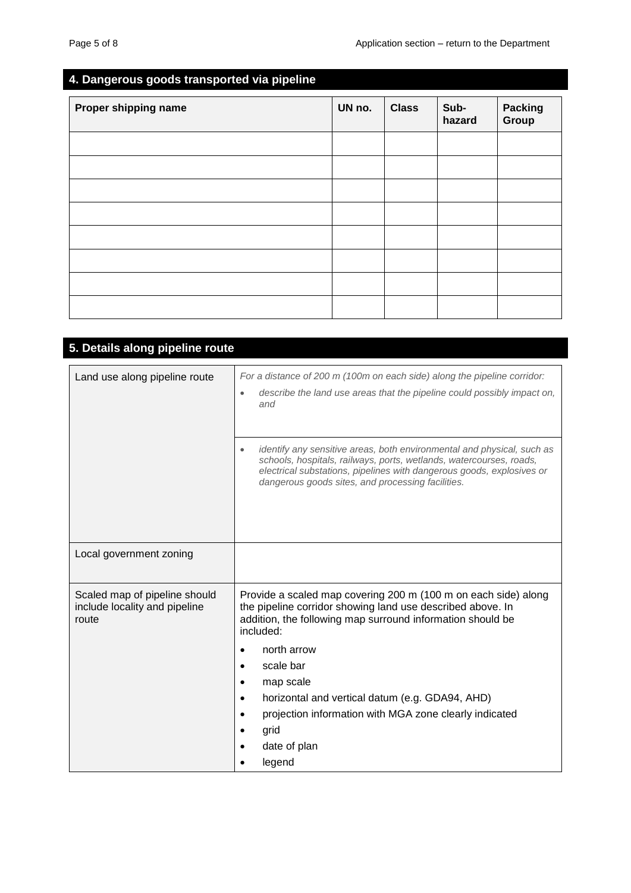## 4. Dangerous goods transported via pipeline

| Proper shipping name | UN no. | Class | Sub-hazard | Packing Group |
|---|---|---|---|---|
| | | | | |
| | | | | |
| | | | | |
| | | | | |
| | | | | |
| | | | | |
| | | | | |
| | | | | |

## 5. Details along pipeline route

| | |
|---|---|
| Land use along pipeline route | *For a distance of 200 m (100m on each side) along the pipeline corridor:*<br>• *describe the land use areas that the pipeline could possibly impact on, and* |
| | • *identify any sensitive areas, both environmental and physical, such as schools, hospitals, railways, ports, wetlands, watercourses, roads, electrical substations, pipelines with dangerous goods, explosives or dangerous goods sites, and processing facilities.* |
| Local government zoning | |
| Scaled map of pipeline should include locality and pipeline route | Provide a scaled map covering 200 m (100 m on each side) along the pipeline corridor showing land use described above. In addition, the following map surround information should be included:<br>• north arrow<br>• scale bar<br>• map scale<br>• horizontal and vertical datum (e.g. GDA94, AHD)<br>• projection information with MGA zone clearly indicated<br>• grid<br>• date of plan<br>• legend |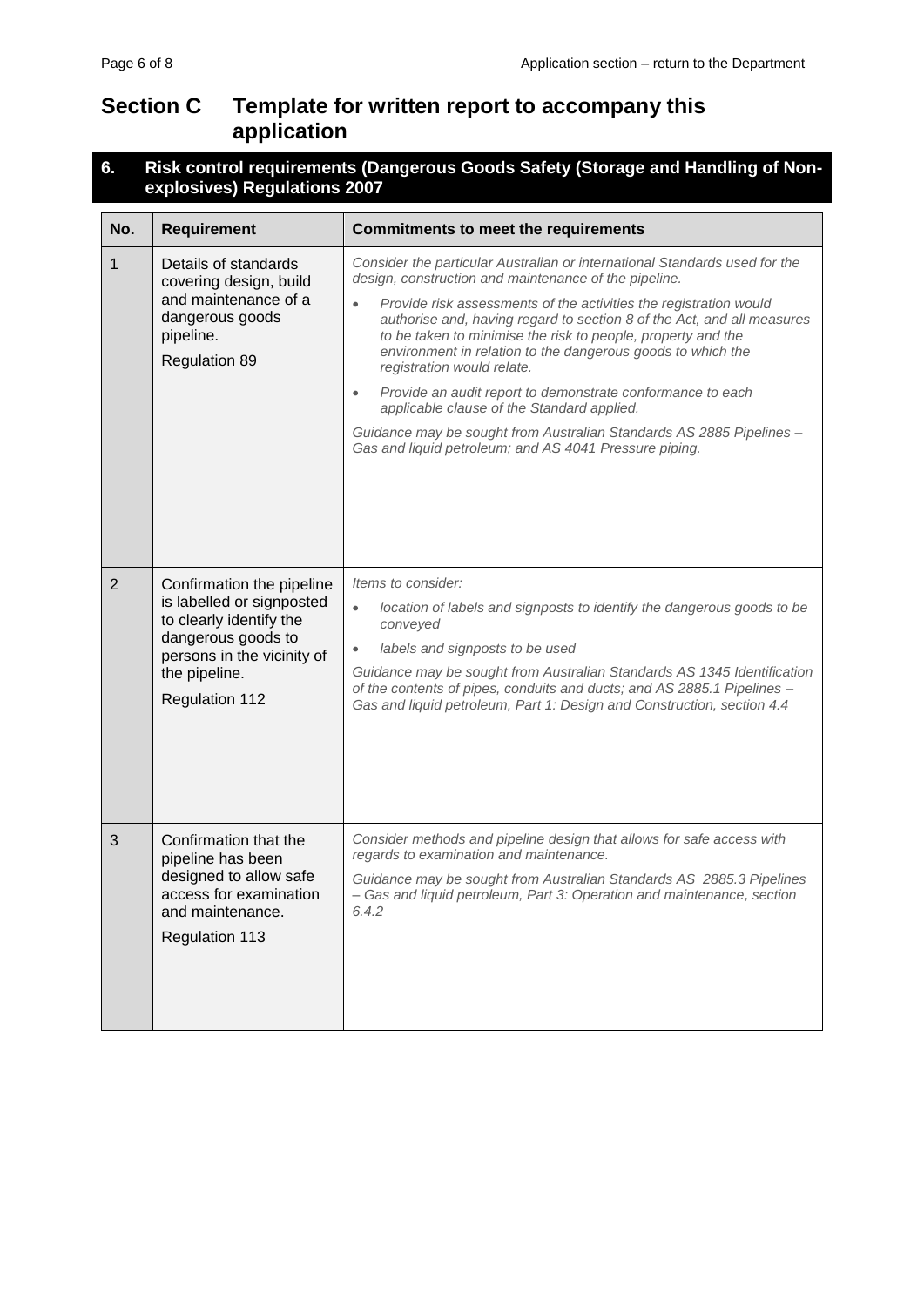## Section C Template for written report to accompany this application

### 6. Risk control requirements (Dangerous Goods Safety (Storage and Handling of Non-explosives) Regulations 2007

| No. | Requirement | Commitments to meet the requirements |
|---|---|---|
| 1 | Details of standards covering design, build and maintenance of a dangerous goods pipeline.<br>Regulation 89 | *Consider the particular Australian or international Standards used for the design, construction and maintenance of the pipeline.*<br>• *Provide risk assessments of the activities the registration would authorise and, having regard to section 8 of the Act, and all measures to be taken to minimise the risk to people, property and the environment in relation to the dangerous goods to which the registration would relate.*<br>• *Provide an audit report to demonstrate conformance to each applicable clause of the Standard applied.*<br>*Guidance may be sought from Australian Standards AS 2885 Pipelines – Gas and liquid petroleum; and AS 4041 Pressure piping.* |
| 2 | Confirmation the pipeline is labelled or signposted to clearly identify the dangerous goods to persons in the vicinity of the pipeline.<br>Regulation 112 | *Items to consider:*<br>• *location of labels and signposts to identify the dangerous goods to be conveyed*<br>• *labels and signposts to be used*<br>*Guidance may be sought from Australian Standards AS 1345 Identification of the contents of pipes, conduits and ducts; and AS 2885.1 Pipelines – Gas and liquid petroleum, Part 1: Design and Construction, section 4.4* |
| 3 | Confirmation that the pipeline has been designed to allow safe access for examination and maintenance.<br>Regulation 113 | *Consider methods and pipeline design that allows for safe access with regards to examination and maintenance.*<br>*Guidance may be sought from Australian Standards AS 2885.3 Pipelines – Gas and liquid petroleum, Part 3: Operation and maintenance, section 6.4.2* |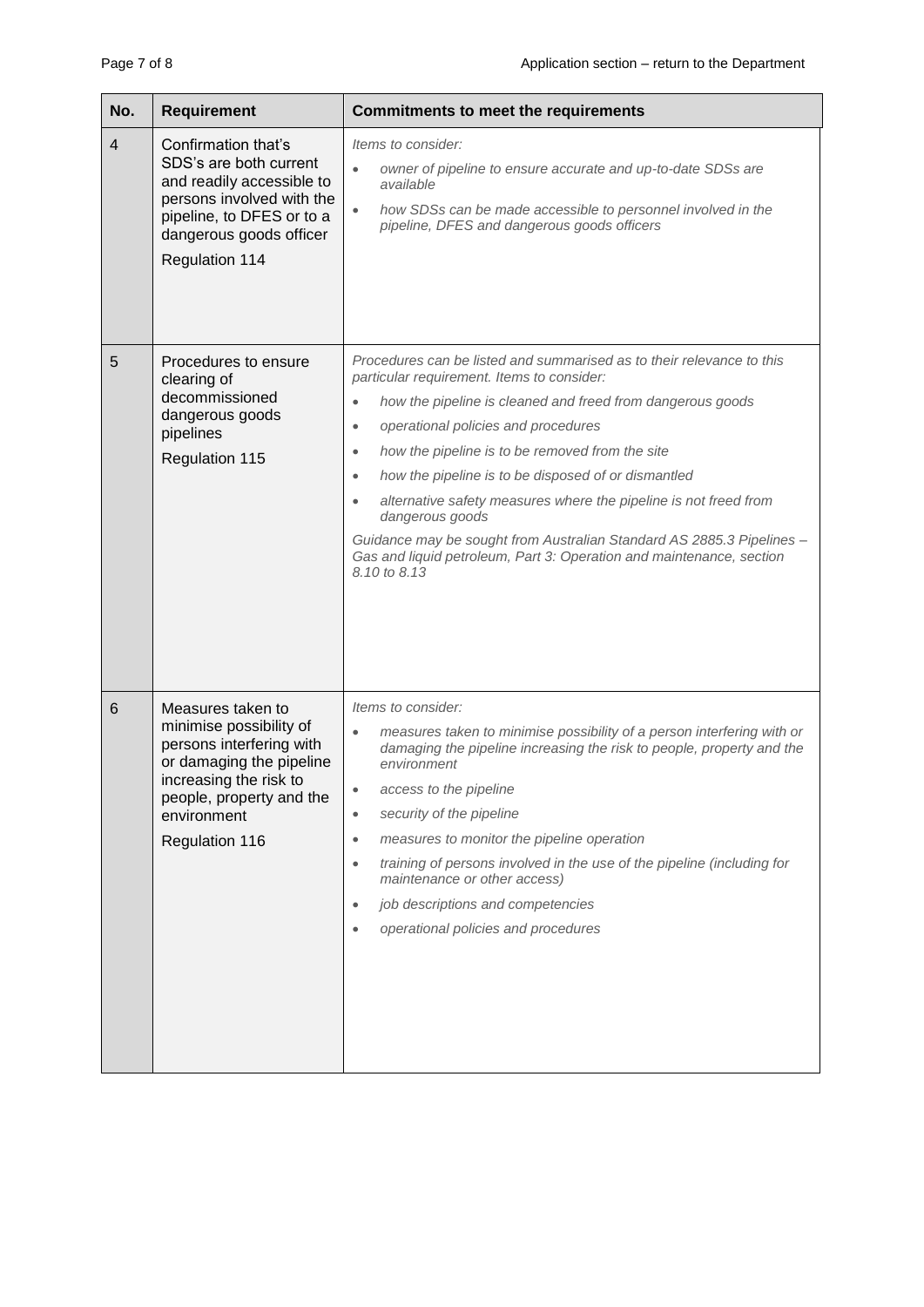| No. | Requirement | Commitments to meet the requirements |
|---|---|---|
| 4 | Confirmation that's SDS's are both current and readily accessible to persons involved with the pipeline, to DFES or to a dangerous goods officer<br><br>Regulation 114 | *Items to consider:*<br>• *owner of pipeline to ensure accurate and up-to-date SDSs are available*<br>• *how SDSs can be made accessible to personnel involved in the pipeline, DFES and dangerous goods officers* |
| 5 | Procedures to ensure clearing of decommissioned dangerous goods pipelines<br><br>Regulation 115 | *Procedures can be listed and summarised as to their relevance to this particular requirement. Items to consider:*<br>• *how the pipeline is cleaned and freed from dangerous goods*<br>• *operational policies and procedures*<br>• *how the pipeline is to be removed from the site*<br>• *how the pipeline is to be disposed of or dismantled*<br>• *alternative safety measures where the pipeline is not freed from dangerous goods*<br><br>*Guidance may be sought from Australian Standard AS 2885.3 Pipelines – Gas and liquid petroleum, Part 3: Operation and maintenance, section 8.10 to 8.13* |
| 6 | Measures taken to minimise possibility of persons interfering with or damaging the pipeline increasing the risk to people, property and the environment<br><br>Regulation 116 | *Items to consider:*<br>• *measures taken to minimise possibility of a person interfering with or damaging the pipeline increasing the risk to people, property and the environment*<br>• *access to the pipeline*<br>• *security of the pipeline*<br>• *measures to monitor the pipeline operation*<br>• *training of persons involved in the use of the pipeline (including for maintenance or other access)*<br>• *job descriptions and competencies*<br>• *operational policies and procedures* |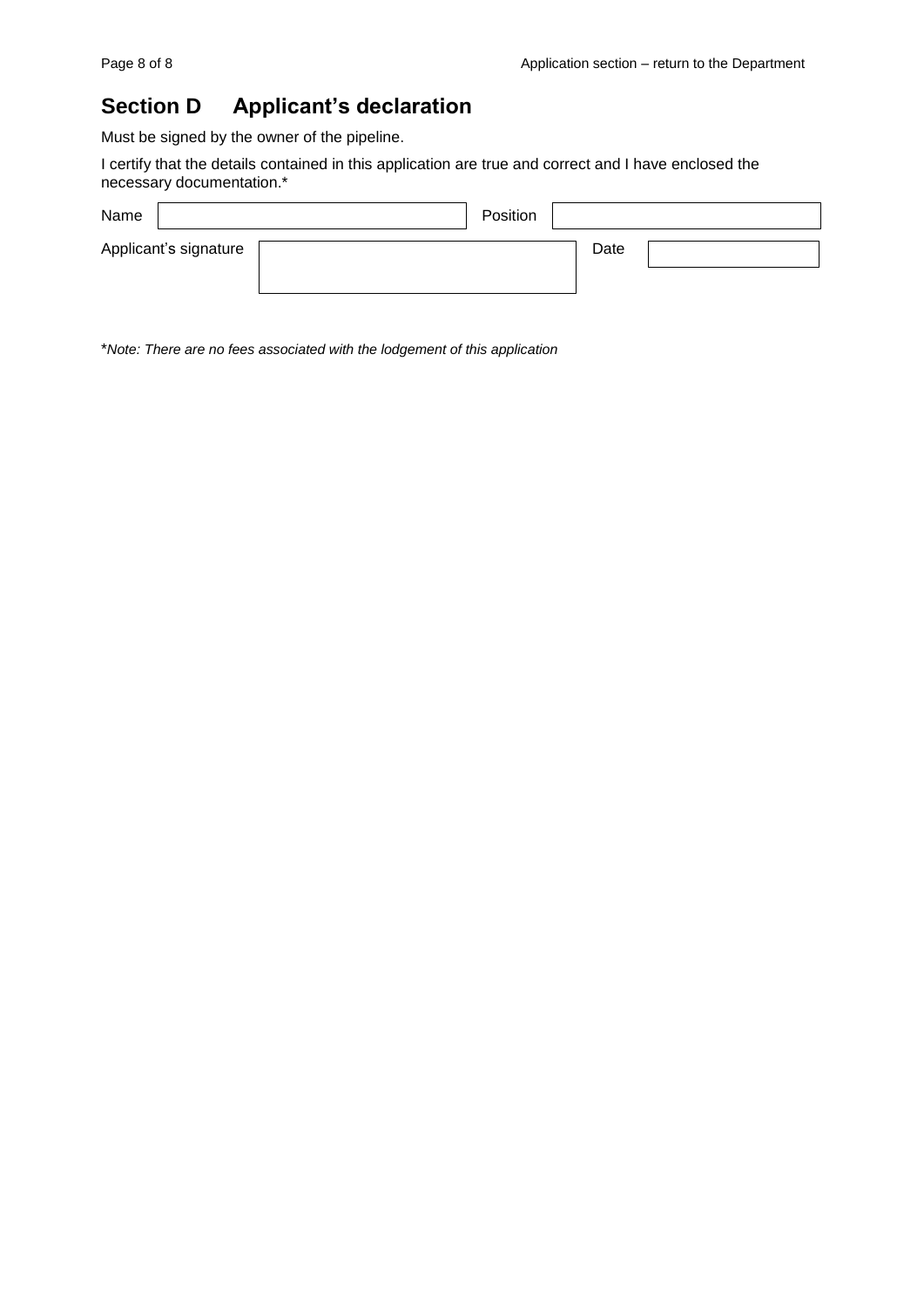## Section D Applicant's declaration

Must be signed by the owner of the pipeline.

I certify that the details contained in this application are true and correct and I have enclosed the necessary documentation.*

| | | | |
|---|---|---|---|
| Name | | Position | |
| Applicant's signature | | Date | |

**Note:* *There are no fees associated with the lodgement of this application*